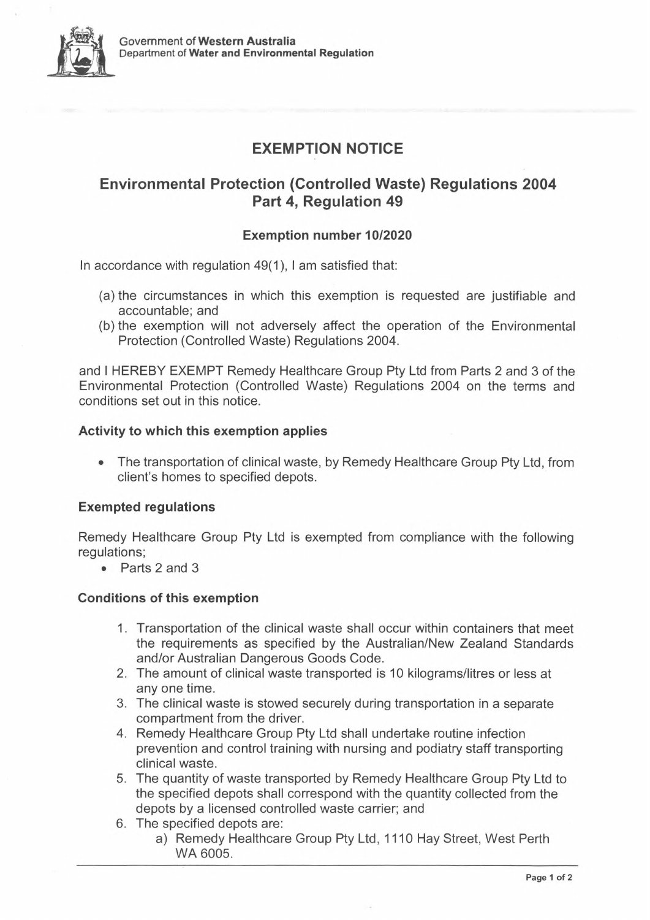Government of **Western Australia**
Department of **Water and Environmental Regulation**

# EXEMPTION NOTICE

## Environmental Protection (Controlled Waste) Regulations 2004
## Part 4, Regulation 49

### Exemption number 10/2020

In accordance with regulation 49(1), I am satisfied that:

(a) the circumstances in which this exemption is requested are justifiable and accountable; and
(b) the exemption will not adversely affect the operation of the Environmental Protection (Controlled Waste) Regulations 2004.

and I HEREBY EXEMPT Remedy Healthcare Group Pty Ltd from Parts 2 and 3 of the Environmental Protection (Controlled Waste) Regulations 2004 on the terms and conditions set out in this notice.

**Activity to which this exemption applies**

- The transportation of clinical waste, by Remedy Healthcare Group Pty Ltd, from client's homes to specified depots.

**Exempted regulations**

Remedy Healthcare Group Pty Ltd is exempted from compliance with the following regulations;

- Parts 2 and 3

**Conditions of this exemption**

1. Transportation of the clinical waste shall occur within containers that meet the requirements as specified by the Australian/New Zealand Standards and/or Australian Dangerous Goods Code.
2. The amount of clinical waste transported is 10 kilograms/litres or less at any one time.
3. The clinical waste is stowed securely during transportation in a separate compartment from the driver.
4. Remedy Healthcare Group Pty Ltd shall undertake routine infection prevention and control training with nursing and podiatry staff transporting clinical waste.
5. The quantity of waste transported by Remedy Healthcare Group Pty Ltd to the specified depots shall correspond with the quantity collected from the depots by a licensed controlled waste carrier; and
6. The specified depots are:
   a) Remedy Healthcare Group Pty Ltd, 1110 Hay Street, West Perth WA 6005.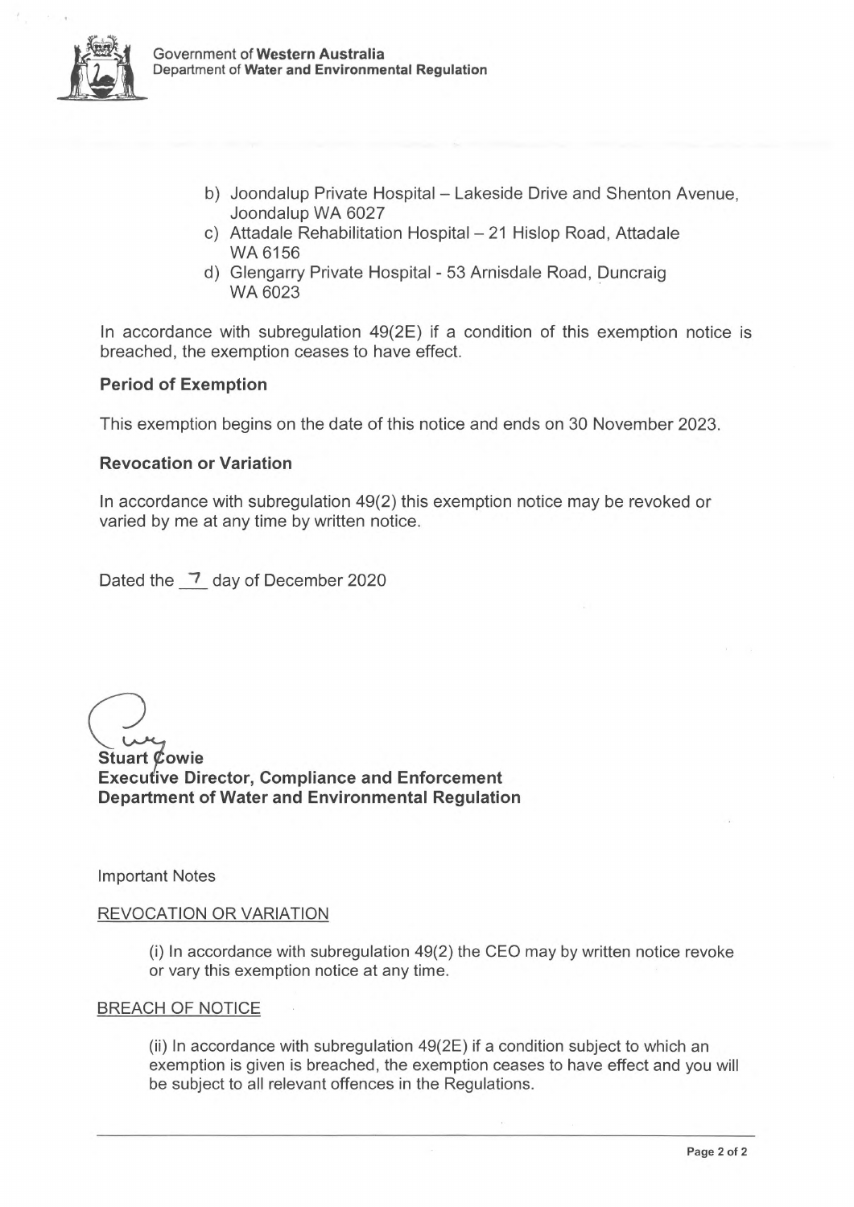b) Joondalup Private Hospital – Lakeside Drive and Shenton Avenue, Joondalup WA 6027
c) Attadale Rehabilitation Hospital – 21 Hislop Road, Attadale WA 6156
d) Glengarry Private Hospital - 53 Arnisdale Road, Duncraig WA 6023

In accordance with subregulation 49(2E) if a condition of this exemption notice is breached, the exemption ceases to have effect.

**Period of Exemption**

This exemption begins on the date of this notice and ends on 30 November 2023.

**Revocation or Variation**

In accordance with subregulation 49(2) this exemption notice may be revoked or varied by me at any time by written notice.

Dated the 7 day of December 2020

**Stuart Cowie**
**Executive Director, Compliance and Enforcement**
**Department of Water and Environmental Regulation**

Important Notes

REVOCATION OR VARIATION

(i) In accordance with subregulation 49(2) the CEO may by written notice revoke or vary this exemption notice at any time.

BREACH OF NOTICE

(ii) In accordance with subregulation 49(2E) if a condition subject to which an exemption is given is breached, the exemption ceases to have effect and you will be subject to all relevant offences in the Regulations.